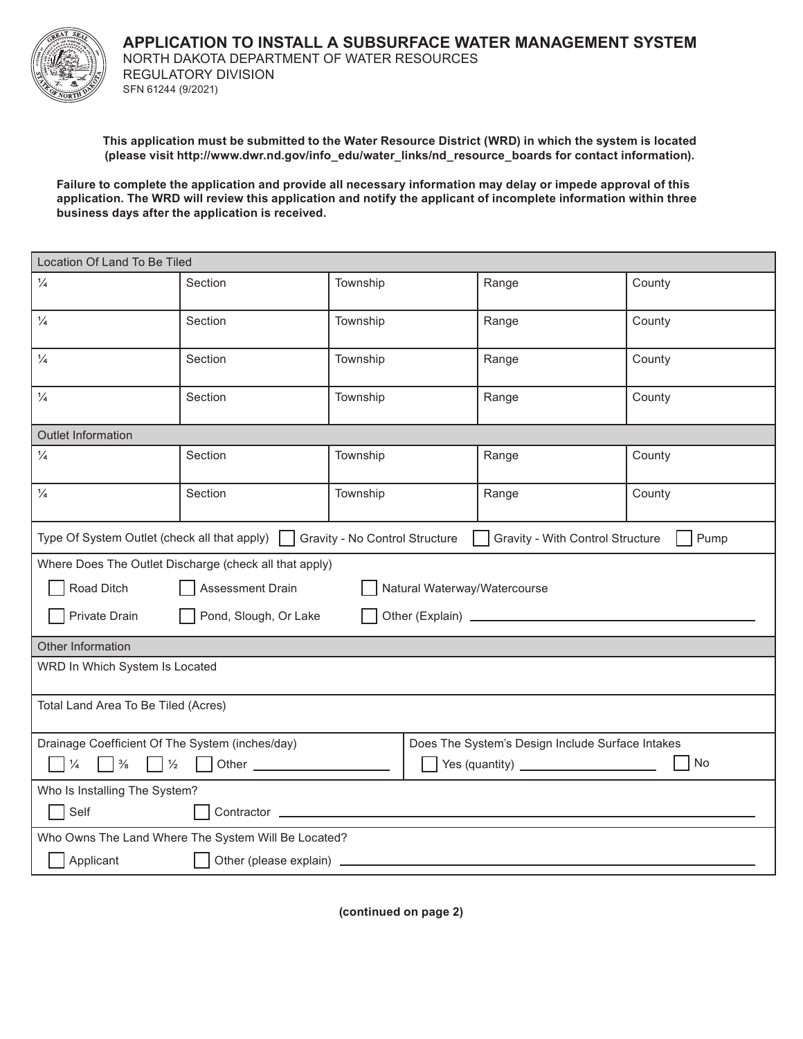# APPLICATION TO INSTALL A SUBSURFACE WATER MANAGEMENT SYSTEM

NORTH DAKOTA DEPARTMENT OF WATER RESOURCES
REGULATORY DIVISION
SFN 61244 (9/2021)

**This application must be submitted to the Water Resource District (WRD) in which the system is located (please visit http://www.dwr.nd.gov/info_edu/water_links/nd_resource_boards for contact information).**

**Failure to complete the application and provide all necessary information may delay or impede approval of this application. The WRD will review this application and notify the applicant of incomplete information within three business days after the application is received.**

| Location Of Land To Be Tiled | | | | |
|---|---|---|---|---|
| ¼ | Section | Township | Range | County |
| ¼ | Section | Township | Range | County |
| ¼ | Section | Township | Range | County |
| ¼ | Section | Township | Range | County |

| Outlet Information | | | | |
|---|---|---|---|---|
| ¼ | Section | Township | Range | County |
| ¼ | Section | Township | Range | County |

Type Of System Outlet (check all that apply) ☐ Gravity - No Control Structure ☐ Gravity - With Control Structure ☐ Pump

Where Does The Outlet Discharge (check all that apply)

☐ Road Ditch ☐ Assessment Drain ☐ Natural Waterway/Watercourse

☐ Private Drain ☐ Pond, Slough, Or Lake ☐ Other (Explain) ____________________

**Other Information**

WRD In Which System Is Located

Total Land Area To Be Tiled (Acres)

| Drainage Coefficient Of The System (inches/day) | Does The System's Design Include Surface Intakes |
|---|---|
| ☐ ¼ ☐ ⅜ ☐ ½ ☐ Other ____________ | ☐ Yes (quantity) ____________ ☐ No |

Who Is Installing The System?

☐ Self ☐ Contractor ____________________

Who Owns The Land Where The System Will Be Located?

☐ Applicant ☐ Other (please explain) ____________________

**(continued on page 2)**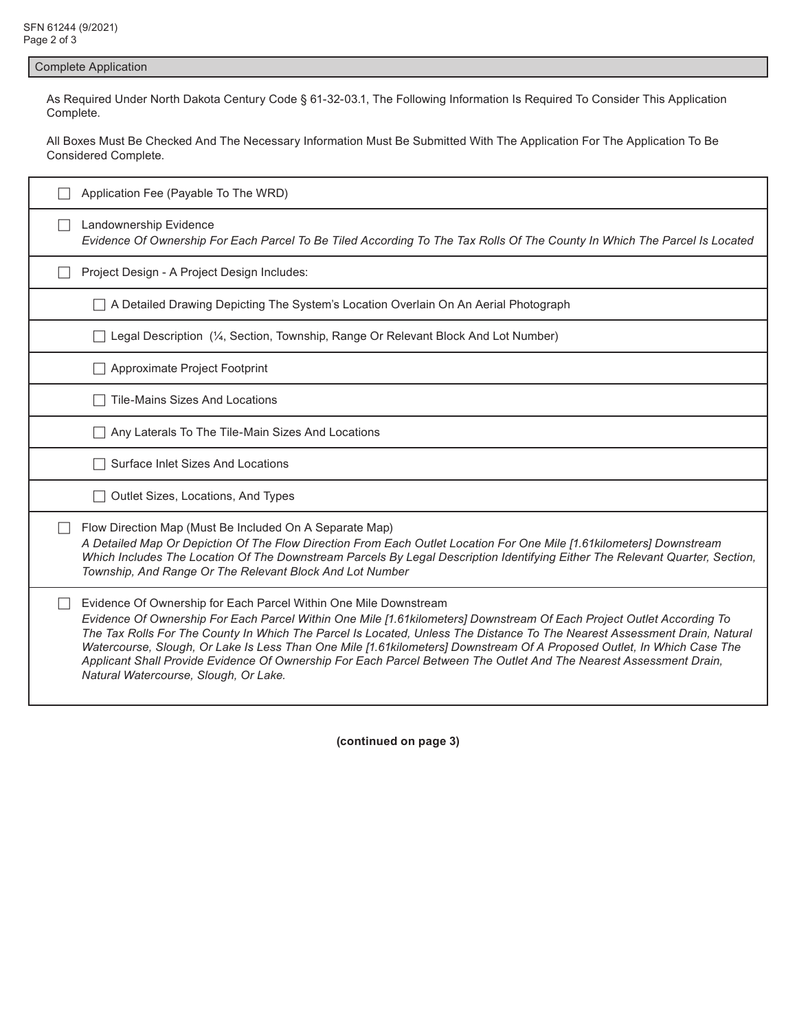## Complete Application

As Required Under North Dakota Century Code § 61-32-03.1, The Following Information Is Required To Consider This Application Complete.

All Boxes Must Be Checked And The Necessary Information Must Be Submitted With The Application For The Application To Be Considered Complete.

- ☐ Application Fee (Payable To The WRD)
- ☐ Landownership Evidence
  *Evidence Of Ownership For Each Parcel To Be Tiled According To The Tax Rolls Of The County In Which The Parcel Is Located*
- ☐ Project Design - A Project Design Includes:
  - ☐ A Detailed Drawing Depicting The System's Location Overlain On An Aerial Photograph
  - ☐ Legal Description (¼, Section, Township, Range Or Relevant Block And Lot Number)
  - ☐ Approximate Project Footprint
  - ☐ Tile-Mains Sizes And Locations
  - ☐ Any Laterals To The Tile-Main Sizes And Locations
  - ☐ Surface Inlet Sizes And Locations
  - ☐ Outlet Sizes, Locations, And Types
- ☐ Flow Direction Map (Must Be Included On A Separate Map)
  *A Detailed Map Or Depiction Of The Flow Direction From Each Outlet Location For One Mile [1.61kilometers] Downstream Which Includes The Location Of The Downstream Parcels By Legal Description Identifying Either The Relevant Quarter, Section, Township, And Range Or The Relevant Block And Lot Number*
- ☐ Evidence Of Ownership for Each Parcel Within One Mile Downstream
  *Evidence Of Ownership For Each Parcel Within One Mile [1.61kilometers] Downstream Of Each Project Outlet According To The Tax Rolls For The County In Which The Parcel Is Located, Unless The Distance To The Nearest Assessment Drain, Natural Watercourse, Slough, Or Lake Is Less Than One Mile [1.61kilometers] Downstream Of A Proposed Outlet, In Which Case The Applicant Shall Provide Evidence Of Ownership For Each Parcel Between The Outlet And The Nearest Assessment Drain, Natural Watercourse, Slough, Or Lake.*

**(continued on page 3)**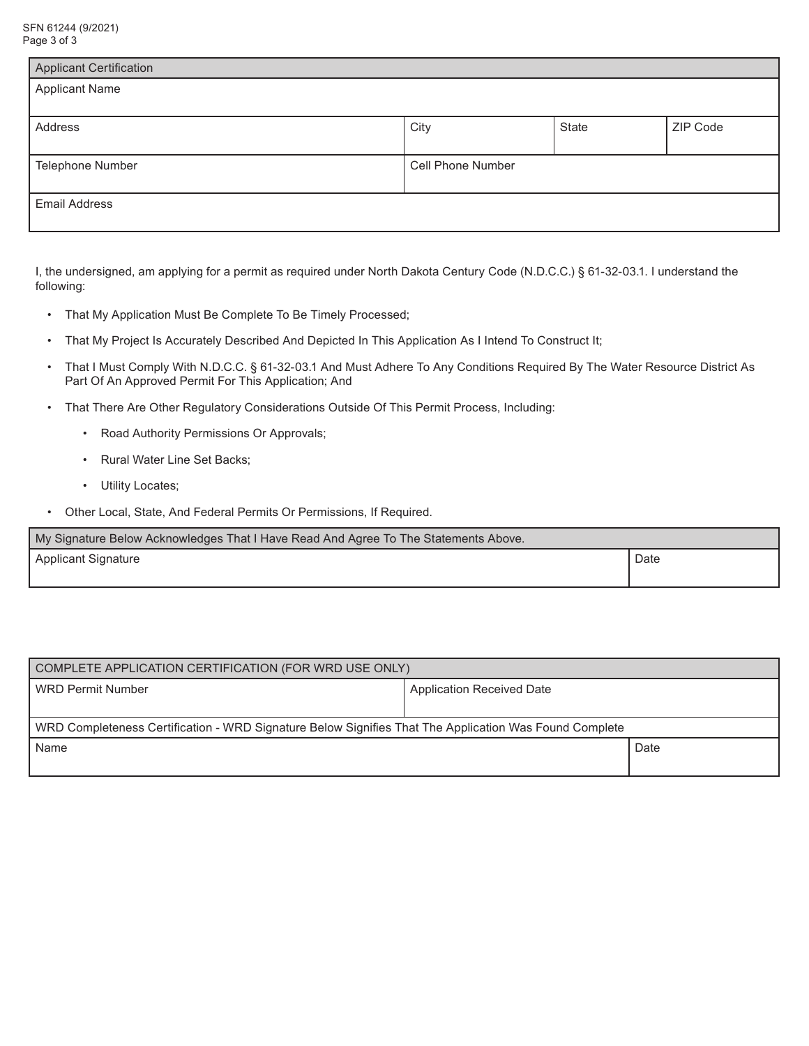| Applicant Certification | | | |
|---|---|---|---|
| Applicant Name | | | |
| Address | City | State | ZIP Code |
| Telephone Number | Cell Phone Number | | |
| Email Address | | | |

I, the undersigned, am applying for a permit as required under North Dakota Century Code (N.D.C.C.) § 61-32-03.1. I understand the following:

- That My Application Must Be Complete To Be Timely Processed;
- That My Project Is Accurately Described And Depicted In This Application As I Intend To Construct It;
- That I Must Comply With N.D.C.C. § 61-32-03.1 And Must Adhere To Any Conditions Required By The Water Resource District As Part Of An Approved Permit For This Application; And
- That There Are Other Regulatory Considerations Outside Of This Permit Process, Including:
  - Road Authority Permissions Or Approvals;
  - Rural Water Line Set Backs;
  - Utility Locates;
- Other Local, State, And Federal Permits Or Permissions, If Required.

| My Signature Below Acknowledges That I Have Read And Agree To The Statements Above. | |
|---|---|
| Applicant Signature | Date |

| COMPLETE APPLICATION CERTIFICATION (FOR WRD USE ONLY) | |
|---|---|
| WRD Permit Number | Application Received Date |
| WRD Completeness Certification - WRD Signature Below Signifies That The Application Was Found Complete | |
| Name | Date |